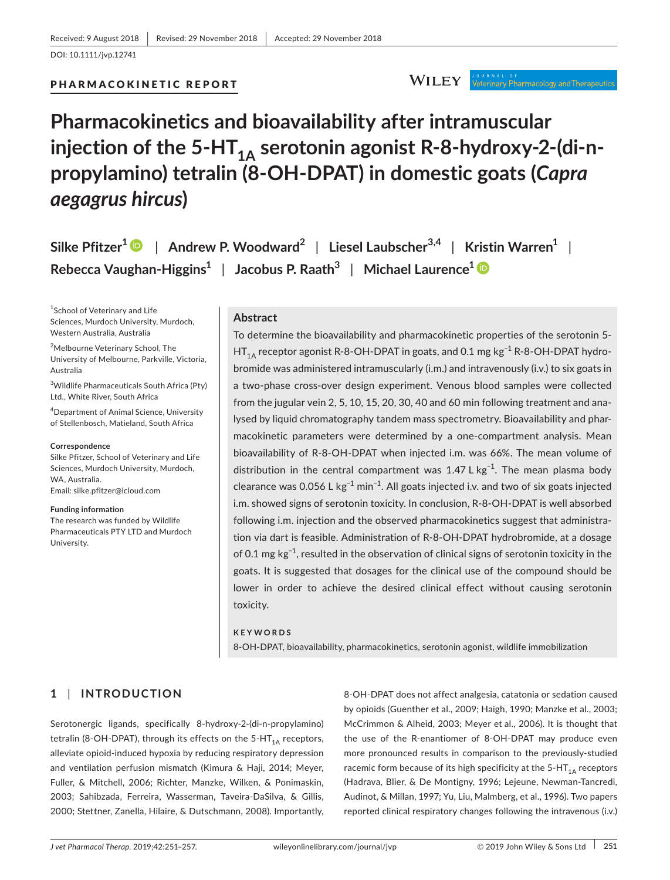Received: 9 August 2018 | Revised: 29 November 2018 | Accepted: 29 November 2018

DOI: 10.1111/jvp.12741

PHARMACOKINETIC REPORT

# Pharmacokinetics and bioavailability after intramuscular injection of the 5-HT$_{1A}$ serotonin agonist R-8-hydroxy-2-(di-n-propylamino) tetralin (8-OH-DPAT) in domestic goats (*Capra aegagrus hircus*)

**Silke Pfitzer[1]** | **Andrew P. Woodward[2]** | **Liesel Laubscher[3,4]** | **Kristin Warren[1]** | **Rebecca Vaughan-Higgins[1]** | **Jacobus P. Raath[3]** | **Michael Laurence[1]**

[1]School of Veterinary and Life Sciences, Murdoch University, Murdoch, Western Australia, Australia

[2]Melbourne Veterinary School, The University of Melbourne, Parkville, Victoria, Australia

[3]Wildlife Pharmaceuticals South Africa (Pty) Ltd., White River, South Africa

[4]Department of Animal Science, University of Stellenbosch, Matieland, South Africa

**Correspondence**
Silke Pfitzer, School of Veterinary and Life Sciences, Murdoch University, Murdoch, WA, Australia.
Email: silke.pfitzer@icloud.com

**Funding information**
The research was funded by Wildlife Pharmaceuticals PTY LTD and Murdoch University.

## Abstract

To determine the bioavailability and pharmacokinetic properties of the serotonin 5-HT$_{1A}$ receptor agonist R-8-OH-DPAT in goats, and 0.1 mg kg$^{-1}$ R-8-OH-DPAT hydrobromide was administered intramuscularly (i.m.) and intravenously (i.v.) to six goats in a two-phase cross-over design experiment. Venous blood samples were collected from the jugular vein 2, 5, 10, 15, 20, 30, 40 and 60 min following treatment and analysed by liquid chromatography tandem mass spectrometry. Bioavailability and pharmacokinetic parameters were determined by a one-compartment analysis. Mean bioavailability of R-8-OH-DPAT when injected i.m. was 66%. The mean volume of distribution in the central compartment was 1.47 L kg$^{-1}$. The mean plasma body clearance was 0.056 L kg$^{-1}$ min$^{-1}$. All goats injected i.v. and two of six goats injected i.m. showed signs of serotonin toxicity. In conclusion, R-8-OH-DPAT is well absorbed following i.m. injection and the observed pharmacokinetics suggest that administration via dart is feasible. Administration of R-8-OH-DPAT hydrobromide, at a dosage of 0.1 mg kg$^{-1}$, resulted in the observation of clinical signs of serotonin toxicity in the goats. It is suggested that dosages for the clinical use of the compound should be lower in order to achieve the desired clinical effect without causing serotonin toxicity.

**KEYWORDS**

8-OH-DPAT, bioavailability, pharmacokinetics, serotonin agonist, wildlife immobilization

## 1 | INTRODUCTION

Serotonergic ligands, specifically 8-hydroxy-2-(di-n-propylamino) tetralin (8-OH-DPAT), through its effects on the 5-HT$_{1A}$ receptors, alleviate opioid-induced hypoxia by reducing respiratory depression and ventilation perfusion mismatch (Kimura & Haji, 2014; Meyer, Fuller, & Mitchell, 2006; Richter, Manzke, Wilken, & Ponimaskin, 2003; Sahibzada, Ferreira, Wasserman, Taveira-DaSilva, & Gillis, 2000; Stettner, Zanella, Hilaire, & Dutschmann, 2008). Importantly, 8-OH-DPAT does not affect analgesia, catatonia or sedation caused by opioids (Guenther et al., 2009; Haigh, 1990; Manzke et al., 2003; McCrimmon & Alheid, 2003; Meyer et al., 2006). It is thought that the use of the R-enantiomer of 8-OH-DPAT may produce even more pronounced results in comparison to the previously-studied racemic form because of its high specificity at the 5-HT$_{1A}$ receptors (Hadrava, Blier, & De Montigny, 1996; Lejeune, Newman-Tancredi, Audinot, & Millan, 1997; Yu, Liu, Malmberg, et al., 1996). Two papers reported clinical respiratory changes following the intravenous (i.v.)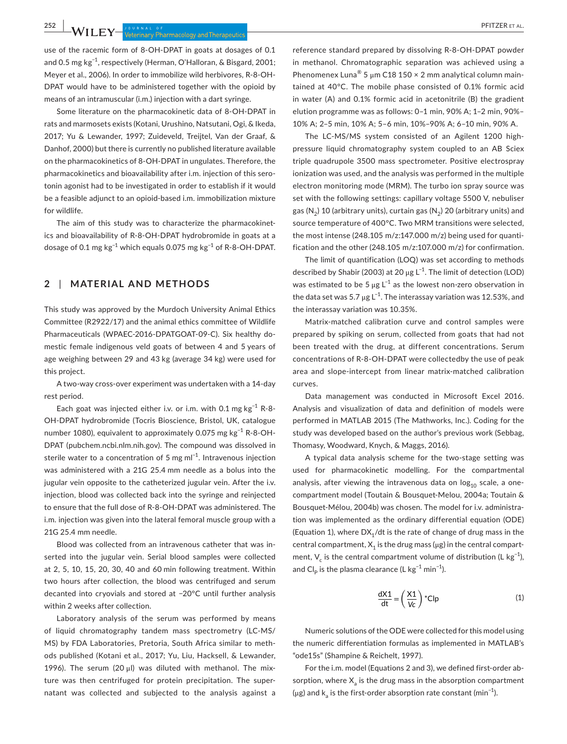use of the racemic form of 8-OH-DPAT in goats at dosages of 0.1 and 0.5 mg kg$^{-1}$, respectively (Herman, O'Halloran, & Bisgard, 2001; Meyer et al., 2006). In order to immobilize wild herbivores, R-8-OH-DPAT would have to be administered together with the opioid by means of an intramuscular (i.m.) injection with a dart syringe.

Some literature on the pharmacokinetic data of 8-OH-DPAT in rats and marmosets exists (Kotani, Urushino, Natsutani, Ogi, & Ikeda, 2017; Yu & Lewander, 1997; Zuideveld, Treijtel, Van der Graaf, & Danhof, 2000) but there is currently no published literature available on the pharmacokinetics of 8-OH-DPAT in ungulates. Therefore, the pharmacokinetics and bioavailability after i.m. injection of this serotonin agonist had to be investigated in order to establish if it would be a feasible adjunct to an opioid-based i.m. immobilization mixture for wildlife.

The aim of this study was to characterize the pharmacokinetics and bioavailability of R-8-OH-DPAT hydrobromide in goats at a dosage of 0.1 mg kg$^{-1}$ which equals 0.075 mg kg$^{-1}$ of R-8-OH-DPAT.

## 2 | MATERIAL AND METHODS

This study was approved by the Murdoch University Animal Ethics Committee (R2922/17) and the animal ethics committee of Wildlife Pharmaceuticals (WPAEC-2016-DPATGOAT-09-C). Six healthy domestic female indigenous veld goats of between 4 and 5 years of age weighing between 29 and 43 kg (average 34 kg) were used for this project.

A two-way cross-over experiment was undertaken with a 14-day rest period.

Each goat was injected either i.v. or i.m. with 0.1 mg kg$^{-1}$ R-8-OH-DPAT hydrobromide (Tocris Bioscience, Bristol, UK, catalogue number 1080), equivalent to approximately 0.075 mg kg$^{-1}$ R-8-OH-DPAT (pubchem.ncbi.nlm.nih.gov). The compound was dissolved in sterile water to a concentration of 5 mg ml$^{-1}$. Intravenous injection was administered with a 21G 25.4 mm needle as a bolus into the jugular vein opposite to the catheterized jugular vein. After the i.v. injection, blood was collected back into the syringe and reinjected to ensure that the full dose of R-8-OH-DPAT was administered. The i.m. injection was given into the lateral femoral muscle group with a 21G 25.4 mm needle.

Blood was collected from an intravenous catheter that was inserted into the jugular vein. Serial blood samples were collected at 2, 5, 10, 15, 20, 30, 40 and 60 min following treatment. Within two hours after collection, the blood was centrifuged and serum decanted into cryovials and stored at −20°C until further analysis within 2 weeks after collection.

Laboratory analysis of the serum was performed by means of liquid chromatography tandem mass spectrometry (LC-MS/MS) by FDA Laboratories, Pretoria, South Africa similar to methods published (Kotani et al., 2017; Yu, Liu, Hacksell, & Lewander, 1996). The serum (20 µl) was diluted with methanol. The mixture was then centrifuged for protein precipitation. The supernatant was collected and subjected to the analysis against a reference standard prepared by dissolving R-8-OH-DPAT powder in methanol. Chromatographic separation was achieved using a Phenomenex Luna® 5 µm C18 150 × 2 mm analytical column maintained at 40°C. The mobile phase consisted of 0.1% formic acid in water (A) and 0.1% formic acid in acetonitrile (B) the gradient elution programme was as follows: 0–1 min, 90% A; 1–2 min, 90%–10% A; 2–5 min, 10% A; 5–6 min, 10%–90% A; 6–10 min, 90% A.

The LC-MS/MS system consisted of an Agilent 1200 high-pressure liquid chromatography system coupled to an AB Sciex triple quadrupole 3500 mass spectrometer. Positive electrospray ionization was used, and the analysis was performed in the multiple electron monitoring mode (MRM). The turbo ion spray source was set with the following settings: capillary voltage 5500 V, nebuliser gas ($N_2$) 10 (arbitrary units), curtain gas ($N_2$) 20 (arbitrary units) and source temperature of 400°C. Two MRM transitions were selected, the most intense (248.105 m/z:147.000 m/z) being used for quantification and the other (248.105 m/z:107.000 m/z) for confirmation.

The limit of quantification (LOQ) was set according to methods described by Shabir (2003) at 20 µg L$^{-1}$. The limit of detection (LOD) was estimated to be 5 µg L$^{-1}$ as the lowest non-zero observation in the data set was 5.7 µg L$^{-1}$. The interassay variation was 12.53%, and the interassay variation was 10.35%.

Matrix-matched calibration curve and control samples were prepared by spiking on serum, collected from goats that had not been treated with the drug, at different concentrations. Serum concentrations of R-8-OH-DPAT were collectedby the use of peak area and slope-intercept from linear matrix-matched calibration curves.

Data management was conducted in Microsoft Excel 2016. Analysis and visualization of data and definition of models were performed in MATLAB 2015 (The Mathworks, Inc.). Coding for the study was developed based on the author's previous work (Sebbag, Thomasy, Woodward, Knych, & Maggs, 2016).

A typical data analysis scheme for the two-stage setting was used for pharmacokinetic modelling. For the compartmental analysis, after viewing the intravenous data on $\log_{10}$ scale, a one-compartment model (Toutain & Bousquet-Melou, 2004a; Toutain & Bousquet-Mélou, 2004b) was chosen. The model for i.v. administration was implemented as the ordinary differential equation (ODE) (Equation 1), where $DX_1/dt$ is the rate of change of drug mass in the central compartment, $X_1$ is the drug mass (µg) in the central compartment, $V_c$ is the central compartment volume of distribution (L kg$^{-1}$), and $Cl_p$ is the plasma clearance (L kg$^{-1}$ min$^{-1}$).

$$\frac{dX1}{dt} = \left(\frac{X1}{Vc}\right) * Clp \tag{1}$$

Numeric solutions of the ODE were collected for this model using the numeric differentiation formulas as implemented in MATLAB's "ode15s" (Shampine & Reichelt, 1997).

For the i.m. model (Equations 2 and 3), we defined first-order absorption, where $X_a$ is the drug mass in the absorption compartment (µg) and $k_a$ is the first-order absorption rate constant (min$^{-1}$).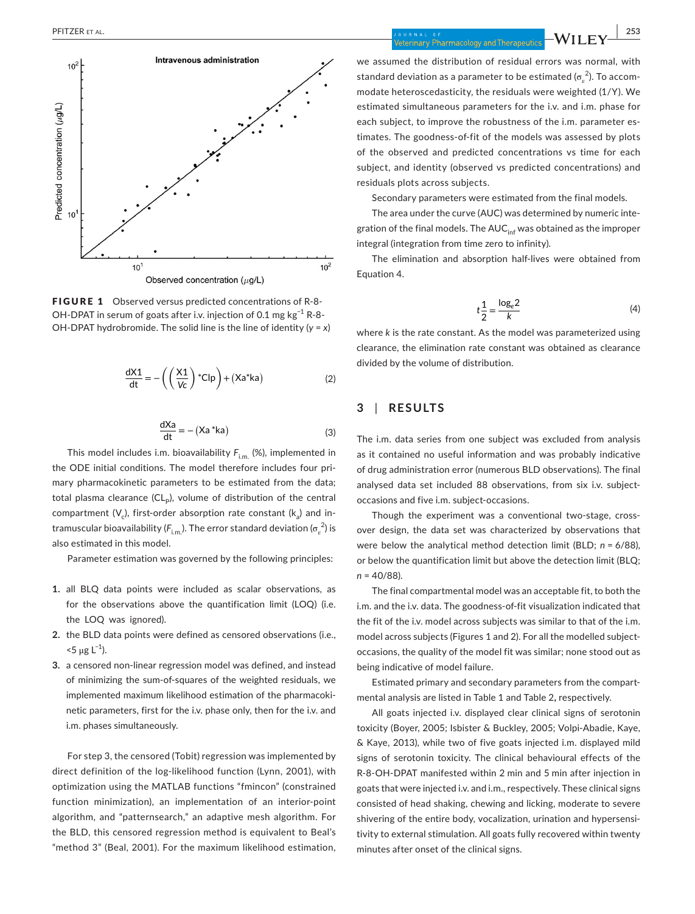**FIGURE 1** Observed versus predicted concentrations of R-8-OH-DPAT in serum of goats after i.v. injection of 0.1 mg $kg^{-1}$ R-8-OH-DPAT hydrobromide. The solid line is the line of identity ($y = x$)

$$\frac{dX1}{dt} = -\left(\left(\frac{X1}{Vc}\right)*Clp\right) + (Xa*ka) \tag{2}$$

$$\frac{dXa}{dt} = -(Xa*ka) \tag{3}$$

This model includes i.m. bioavailability $F_{i.m.}$ (%), implemented in the ODE initial conditions. The model therefore includes four primary pharmacokinetic parameters to be estimated from the data; total plasma clearance ($CL_P$), volume of distribution of the central compartment ($V_c$), first-order absorption rate constant ($k_a$) and intramuscular bioavailability ($F_{i.m.}$). The error standard deviation ($\sigma_\varepsilon^2$) is also estimated in this model.

Parameter estimation was governed by the following principles:

1. all BLQ data points were included as scalar observations, as for the observations above the quantification limit (LOQ) (i.e. the LOQ was ignored).
2. the BLD data points were defined as censored observations (i.e., <5 μg $L^{-1}$).
3. a censored non-linear regression model was defined, and instead of minimizing the sum-of-squares of the weighted residuals, we implemented maximum likelihood estimation of the pharmacokinetic parameters, first for the i.v. phase only, then for the i.v. and i.m. phases simultaneously.

For step 3, the censored (Tobit) regression was implemented by direct definition of the log-likelihood function (Lynn, 2001), with optimization using the MATLAB functions "fmincon" (constrained function minimization), an implementation of an interior-point algorithm, and "patternsearch," an adaptive mesh algorithm. For the BLD, this censored regression method is equivalent to Beal's "method 3" (Beal, 2001). For the maximum likelihood estimation, we assumed the distribution of residual errors was normal, with standard deviation as a parameter to be estimated ($\sigma_\varepsilon^2$). To accommodate heteroscedasticity, the residuals were weighted (1/Y). We estimated simultaneous parameters for the i.v. and i.m. phase for each subject, to improve the robustness of the i.m. parameter estimates. The goodness-of-fit of the models was assessed by plots of the observed and predicted concentrations vs time for each subject, and identity (observed vs predicted concentrations) and residuals plots across subjects.

Secondary parameters were estimated from the final models.

The area under the curve (AUC) was determined by numeric integration of the final models. The $AUC_{inf}$ was obtained as the improper integral (integration from time zero to infinity).

The elimination and absorption half-lives were obtained from Equation 4.

$$t\frac{1}{2} = \frac{\log_e 2}{k} \tag{4}$$

where $k$ is the rate constant. As the model was parameterized using clearance, the elimination rate constant was obtained as clearance divided by the volume of distribution.

## 3 | RESULTS

The i.m. data series from one subject was excluded from analysis as it contained no useful information and was probably indicative of drug administration error (numerous BLD observations). The final analysed data set included 88 observations, from six i.v. subject-occasions and five i.m. subject-occasions.

Though the experiment was a conventional two-stage, cross-over design, the data set was characterized by observations that were below the analytical method detection limit (BLD; $n = 6/88$), or below the quantification limit but above the detection limit (BLQ; $n = 40/88$).

The final compartmental model was an acceptable fit, to both the i.m. and the i.v. data. The goodness-of-fit visualization indicated that the fit of the i.v. model across subjects was similar to that of the i.m. model across subjects (Figures 1 and 2). For all the modelled subject-occasions, the quality of the model fit was similar; none stood out as being indicative of model failure.

Estimated primary and secondary parameters from the compartmental analysis are listed in Table 1 and Table 2, respectively.

All goats injected i.v. displayed clear clinical signs of serotonin toxicity (Boyer, 2005; Isbister & Buckley, 2005; Volpi-Abadie, Kaye, & Kaye, 2013), while two of five goats injected i.m. displayed mild signs of serotonin toxicity. The clinical behavioural effects of the R-8-OH-DPAT manifested within 2 min and 5 min after injection in goats that were injected i.v. and i.m., respectively. These clinical signs consisted of head shaking, chewing and licking, moderate to severe shivering of the entire body, vocalization, urination and hypersensitivity to external stimulation. All goats fully recovered within twenty minutes after onset of the clinical signs.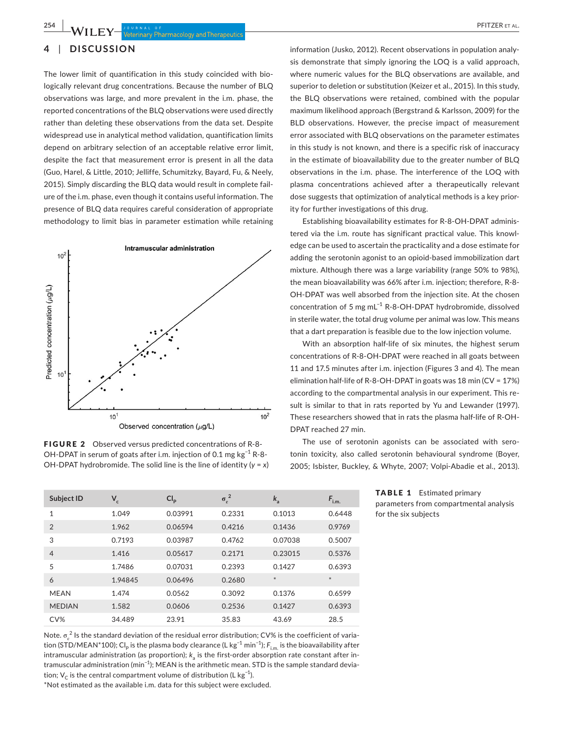## 4 | DISCUSSION

The lower limit of quantification in this study coincided with biologically relevant drug concentrations. Because the number of BLQ observations was large, and more prevalent in the i.m. phase, the reported concentrations of the BLQ observations were used directly rather than deleting these observations from the data set. Despite widespread use in analytical method validation, quantification limits depend on arbitrary selection of an acceptable relative error limit, despite the fact that measurement error is present in all the data (Guo, Harel, & Little, 2010; Jelliffe, Schumitzky, Bayard, Fu, & Neely, 2015). Simply discarding the BLQ data would result in complete failure of the i.m. phase, even though it contains useful information. The presence of BLQ data requires careful consideration of appropriate methodology to limit bias in parameter estimation while retaining information (Jusko, 2012). Recent observations in population analysis demonstrate that simply ignoring the LOQ is a valid approach, where numeric values for the BLQ observations are available, and superior to deletion or substitution (Keizer et al., 2015). In this study, the BLQ observations were retained, combined with the popular maximum likelihood approach (Bergstrand & Karlsson, 2009) for the BLD observations. However, the precise impact of measurement error associated with BLQ observations on the parameter estimates in this study is not known, and there is a specific risk of inaccuracy in the estimate of bioavailability due to the greater number of BLQ observations in the i.m. phase. The interference of the LOQ with plasma concentrations achieved after a therapeutically relevant dose suggests that optimization of analytical methods is a key priority for further investigations of this drug.

**FIGURE 2** Observed versus predicted concentrations of R-8-OH-DPAT in serum of goats after i.m. injection of 0.1 mg kg$^{-1}$ R-8-OH-DPAT hydrobromide. The solid line is the line of identity ($y = x$)

Establishing bioavailability estimates for R-8-OH-DPAT administered via the i.m. route has significant practical value. This knowledge can be used to ascertain the practicality and a dose estimate for adding the serotonin agonist to an opioid-based immobilization dart mixture. Although there was a large variability (range 50% to 98%), the mean bioavailability was 66% after i.m. injection; therefore, R-8-OH-DPAT was well absorbed from the injection site. At the chosen concentration of 5 mg mL$^{-1}$ R-8-OH-DPAT hydrobromide, dissolved in sterile water, the total drug volume per animal was low. This means that a dart preparation is feasible due to the low injection volume.

With an absorption half-life of six minutes, the highest serum concentrations of R-8-OH-DPAT were reached in all goats between 11 and 17.5 minutes after i.m. injection (Figures 3 and 4). The mean elimination half-life of R-8-OH-DPAT in goats was 18 min (CV = 17%) according to the compartmental analysis in our experiment. This result is similar to that in rats reported by Yu and Lewander (1997). These researchers showed that in rats the plasma half-life of R-OH-DPAT reached 27 min.

The use of serotonin agonists can be associated with serotonin toxicity, also called serotonin behavioural syndrome (Boyer, 2005; Isbister, Buckley, & Whyte, 2007; Volpi-Abadie et al., 2013).

**TABLE 1** Estimated primary parameters from compartmental analysis for the six subjects

| Subject ID | $V_c$ | $Cl_p$ | $\sigma_\varepsilon^2$ | $k_a$ | $F_{i.m.}$ |
|---|---|---|---|---|---|
| 1 | 1.049 | 0.03991 | 0.2331 | 0.1013 | 0.6448 |
| 2 | 1.962 | 0.06594 | 0.4216 | 0.1436 | 0.9769 |
| 3 | 0.7193 | 0.03987 | 0.4762 | 0.07038 | 0.5007 |
| 4 | 1.416 | 0.05617 | 0.2171 | 0.23015 | 0.5376 |
| 5 | 1.7486 | 0.07031 | 0.2393 | 0.1427 | 0.6393 |
| 6 | 1.94845 | 0.06496 | 0.2680 | * | * |
| MEAN | 1.474 | 0.0562 | 0.3092 | 0.1376 | 0.6599 |
| MEDIAN | 1.582 | 0.0606 | 0.2536 | 0.1427 | 0.6393 |
| CV% | 34.489 | 23.91 | 35.83 | 43.69 | 28.5 |

Note. $\sigma_\varepsilon^2$ Is the standard deviation of the residual error distribution; CV% is the coefficient of variation (STD/MEAN*100); $Cl_p$ is the plasma body clearance (L kg$^{-1}$ min$^{-1}$); $F_{i.m.}$ is the bioavailability after intramuscular administration (as proportion); $k_a$ is the first-order absorption rate constant after intramuscular administration (min$^{-1}$); MEAN is the arithmetic mean. STD is the sample standard deviation; $V_C$ is the central compartment volume of distribution (L kg$^{-1}$).

*Not estimated as the available i.m. data for this subject were excluded.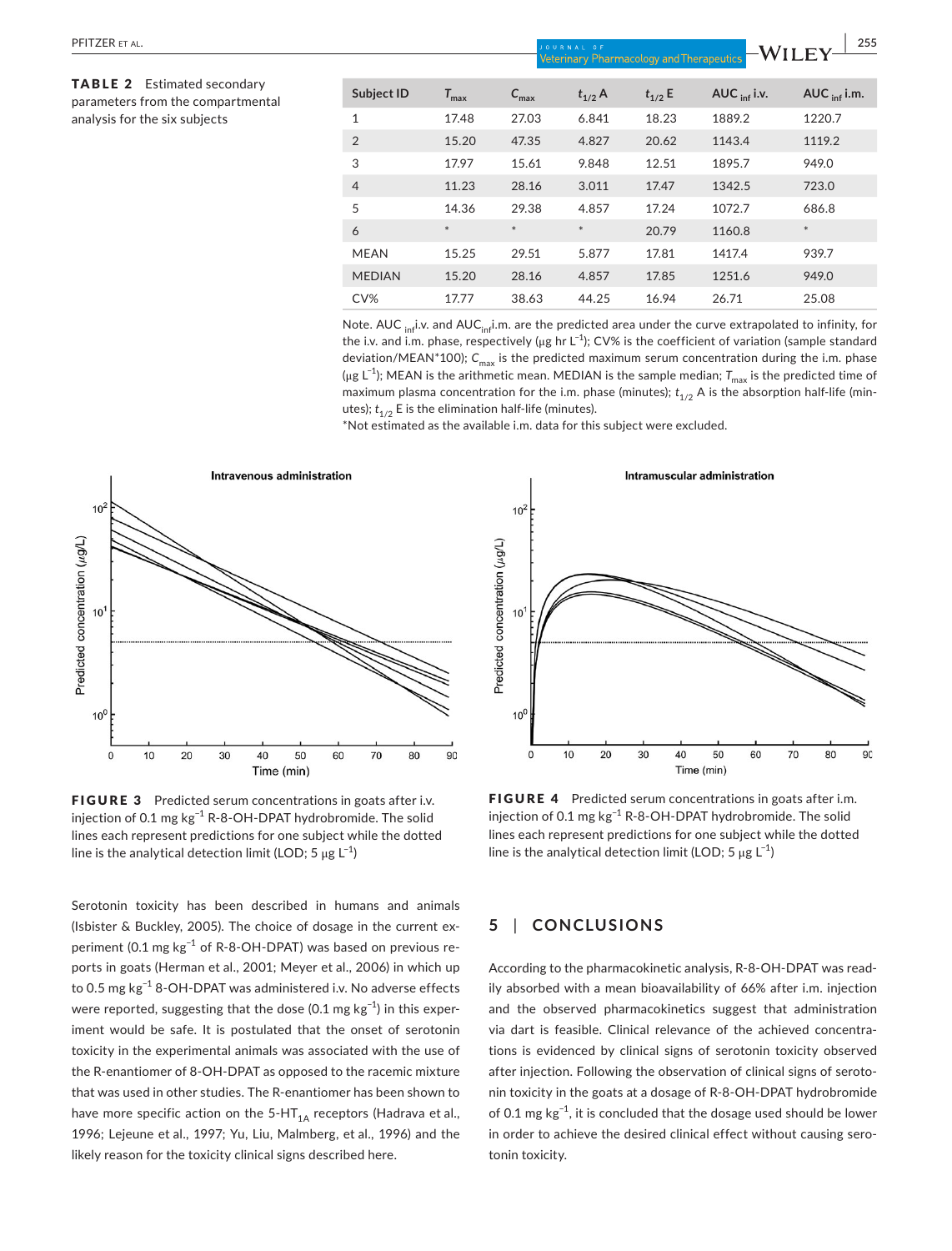**TABLE 2** Estimated secondary parameters from the compartmental analysis for the six subjects

| Subject ID | $T_{max}$ | $C_{max}$ | $t_{1/2}$ A | $t_{1/2}$ E | AUC $_{inf}$ i.v. | AUC $_{inf}$ i.m. |
|---|---|---|---|---|---|---|
| 1 | 17.48 | 27.03 | 6.841 | 18.23 | 1889.2 | 1220.7 |
| 2 | 15.20 | 47.35 | 4.827 | 20.62 | 1143.4 | 1119.2 |
| 3 | 17.97 | 15.61 | 9.848 | 12.51 | 1895.7 | 949.0 |
| 4 | 11.23 | 28.16 | 3.011 | 17.47 | 1342.5 | 723.0 |
| 5 | 14.36 | 29.38 | 4.857 | 17.24 | 1072.7 | 686.8 |
| 6 | * | * | * | 20.79 | 1160.8 | * |
| MEAN | 15.25 | 29.51 | 5.877 | 17.81 | 1417.4 | 939.7 |
| MEDIAN | 15.20 | 28.16 | 4.857 | 17.85 | 1251.6 | 949.0 |
| CV% | 17.77 | 38.63 | 44.25 | 16.94 | 26.71 | 25.08 |

Note. AUC $_{inf}$i.v. and AUC$_{inf}$i.m. are the predicted area under the curve extrapolated to infinity, for the i.v. and i.m. phase, respectively (μg hr $L^{-1}$); CV% is the coefficient of variation (sample standard deviation/MEAN*100); $C_{max}$ is the predicted maximum serum concentration during the i.m. phase (μg $L^{-1}$); MEAN is the arithmetic mean. MEDIAN is the sample median; $T_{max}$ is the predicted time of maximum plasma concentration for the i.m. phase (minutes); $t_{1/2}$ A is the absorption half-life (minutes); $t_{1/2}$ E is the elimination half-life (minutes).

*Not estimated as the available i.m. data for this subject were excluded.

**FIGURE 3** Predicted serum concentrations in goats after i.v. injection of 0.1 mg $kg^{-1}$ R-8-OH-DPAT hydrobromide. The solid lines each represent predictions for one subject while the dotted line is the analytical detection limit (LOD; 5 μg $L^{-1}$)

**FIGURE 4** Predicted serum concentrations in goats after i.m. injection of 0.1 mg $kg^{-1}$ R-8-OH-DPAT hydrobromide. The solid lines each represent predictions for one subject while the dotted line is the analytical detection limit (LOD; 5 μg $L^{-1}$)

Serotonin toxicity has been described in humans and animals (Isbister & Buckley, 2005). The choice of dosage in the current experiment (0.1 mg $kg^{-1}$ of R-8-OH-DPAT) was based on previous reports in goats (Herman et al., 2001; Meyer et al., 2006) in which up to 0.5 mg $kg^{-1}$ 8-OH-DPAT was administered i.v. No adverse effects were reported, suggesting that the dose (0.1 mg $kg^{-1}$) in this experiment would be safe. It is postulated that the onset of serotonin toxicity in the experimental animals was associated with the use of the R-enantiomer of 8-OH-DPAT as opposed to the racemic mixture that was used in other studies. The R-enantiomer has been shown to have more specific action on the 5-$HT_{1A}$ receptors (Hadrava et al., 1996; Lejeune et al., 1997; Yu, Liu, Malmberg, et al., 1996) and the likely reason for the toxicity clinical signs described here.

## 5 | CONCLUSIONS

According to the pharmacokinetic analysis, R-8-OH-DPAT was readily absorbed with a mean bioavailability of 66% after i.m. injection and the observed pharmacokinetics suggest that administration via dart is feasible. Clinical relevance of the achieved concentrations is evidenced by clinical signs of serotonin toxicity observed after injection. Following the observation of clinical signs of serotonin toxicity in the goats at a dosage of R-8-OH-DPAT hydrobromide of 0.1 mg $kg^{-1}$, it is concluded that the dosage used should be lower in order to achieve the desired clinical effect without causing serotonin toxicity.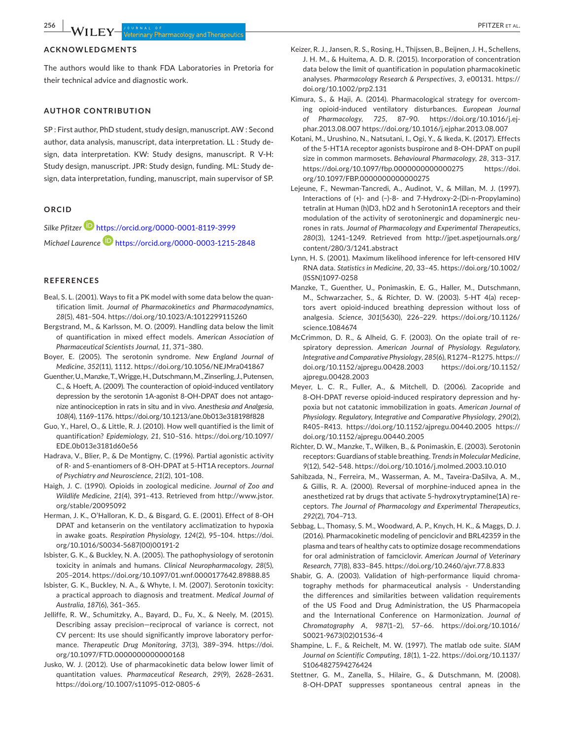## ACKNOWLEDGMENTS

The authors would like to thank FDA Laboratories in Pretoria for their technical advice and diagnostic work.

## AUTHOR CONTRIBUTION

SP : First author, PhD student, study design, manuscript. AW : Second author, data analysis, manuscript, data interpretation. LL : Study design, data interpretation. KW: Study designs, manuscript. R V-H: Study design, manuscript. JPR: Study design, funding. ML: Study design, data interpretation, funding, manuscript, main supervisor of SP.

## ORCID

*Silke Pfitzer* https://orcid.org/0000-0001-8119-3999

*Michael Laurence* https://orcid.org/0000-0003-1215-2848

## REFERENCES

Beal, S. L. (2001). Ways to fit a PK model with some data below the quantification limit. *Journal of Pharmacokinetics and Pharmacodynamics*, *28*(5), 481–504. https://doi.org/10.1023/A:1012299115260

Bergstrand, M., & Karlsson, M. O. (2009). Handling data below the limit of quantification in mixed effect models. *American Association of Pharmaceutical Scientists Journal*, *11*, 371–380.

Boyer, E. (2005). The serotonin syndrome. *New England Journal of Medicine*, *352*(11), 1112. https://doi.org/10.1056/NEJMra041867

Guenther, U., Manzke, T., Wrigge, H., Dutschmann, M., Zinserling, J., Putensen, C., & Hoeft, A. (2009). The counteraction of opioid-induced ventilatory depression by the serotonin 1A-agonist 8-OH-DPAT does not antagonize antinociception in rats in situ and in vivo. *Anesthesia and Analgesia*, *108*(4), 1169–1176. https://doi.org/10.1213/ane.0b013e318198f828

Guo, Y., Harel, O., & Little, R. J. (2010). How well quantified is the limit of quantification? *Epidemiology*, *21*, S10–S16. https://doi.org/10.1097/EDE.0b013e3181d60e56

Hadrava, V., Blier, P., & De Montigny, C. (1996). Partial agonistic activity of R- and S-enantiomers of 8-OH-DPAT at 5-HT1A receptors. *Journal of Psychiatry and Neuroscience*, *21*(2), 101–108.

Haigh, J. C. (1990). Opioids in zoological medicine. *Journal of Zoo and Wildlife Medicine*, *21*(4), 391–413. Retrieved from http://www.jstor.org/stable/20095092

Herman, J. K., O'Halloran, K. D., & Bisgard, G. E. (2001). Effect of 8-OH DPAT and ketanserin on the ventilatory acclimatization to hypoxia in awake goats. *Respiration Physiology*, *124*(2), 95–104. https://doi.org/10.1016/S0034-5687(00)00191-2

Isbister, G. K., & Buckley, N. A. (2005). The pathophysiology of serotonin toxicity in animals and humans. *Clinical Neuropharmacology*, *28*(5), 205–2014. https://doi.org/10.1097/01.wnf.0000177642.89888.85

Isbister, G. K., Buckley, N. A., & Whyte, I. M. (2007). Serotonin toxicity: a practical approach to diagnosis and treatment. *Medical Journal of Australia*, *187*(6), 361–365.

Jelliffe, R. W., Schumitzky, A., Bayard, D., Fu, X., & Neely, M. (2015). Describing assay precision—reciprocal of variance is correct, not CV percent: Its use should significantly improve laboratory performance. *Therapeutic Drug Monitoring*, *37*(3), 389–394. https://doi.org/10.1097/FTD.0000000000000168

Jusko, W. J. (2012). Use of pharmacokinetic data below lower limit of quantitation values. *Pharmaceutical Research*, *29*(9), 2628–2631. https://doi.org/10.1007/s11095-012-0805-6

Keizer, R. J., Jansen, R. S., Rosing, H., Thijssen, B., Beijnen, J. H., Schellens, J. H. M., & Huitema, A. D. R. (2015). Incorporation of concentration data below the limit of quantification in population pharmacokinetic analyses. *Pharmacology Research & Perspectives*, *3*, e00131. https://doi.org/10.1002/prp2.131

Kimura, S., & Haji, A. (2014). Pharmacological strategy for overcoming opioid-induced ventilatory disturbances. *European Journal of Pharmacology*, *725*, 87–90. https://doi.org/10.1016/j.ejphar.2013.08.007 https://doi.org/10.1016/j.ejphar.2013.08.007

Kotani, M., Urushino, N., Natsutani, I., Ogi, Y., & Ikeda, K. (2017). Effects of the 5-HT1A receptor agonists buspirone and 8-OH-DPAT on pupil size in common marmosets. *Behavioural Pharmacology*, *28*, 313–317. https://doi.org/10.1097/fbp.0000000000000275 https://doi.org/10.1097/FBP.0000000000000275

Lejeune, F., Newman-Tancredi, A., Audinot, V., & Millan, M. J. (1997). Interactions of (+)- and (−)-8- and 7-Hydroxy-2-(Di-n-Propylamino) tetralin at Human (h)D3, hD2 and h Serotonin1A receptors and their modulation of the activity of serotoninergic and dopaminergic neurones in rats. *Journal of Pharmacology and Experimental Therapeutics*, *280*(3), 1241–1249. Retrieved from http://jpet.aspetjournals.org/content/280/3/1241.abstract

Lynn, H. S. (2001). Maximum likelihood inference for left-censored HIV RNA data. *Statistics in Medicine*, *20*, 33–45. https://doi.org/10.1002/(ISSN)1097-0258

Manzke, T., Guenther, U., Ponimaskin, E. G., Haller, M., Dutschmann, M., Schwarzacher, S., & Richter, D. W. (2003). 5-HT 4(a) receptors avert opioid-induced breathing depression without loss of analgesia. *Science*, *301*(5630), 226–229. https://doi.org/10.1126/science.1084674

McCrimmon, D. R., & Alheid, G. F. (2003). On the opiate trail of respiratory depression. *American Journal of Physiology. Regulatory, Integrative and Comparative Physiology*, *285*(6), R1274–R1275. https://doi.org/10.1152/ajpregu.00428.2003 https://doi.org/10.1152/ajpregu.00428.2003

Meyer, L. C. R., Fuller, A., & Mitchell, D. (2006). Zacopride and 8-OH-DPAT reverse opioid-induced respiratory depression and hypoxia but not catatonic immobilization in goats. *American Journal of Physiology. Regulatory, Integrative and Comparative Physiology*, *290*(2), R405–R413. https://doi.org/10.1152/ajpregu.00440.2005 https://doi.org/10.1152/ajpregu.00440.2005

Richter, D. W., Manzke, T., Wilken, B., & Ponimaskin, E. (2003). Serotonin receptors: Guardians of stable breathing. *Trends in Molecular Medicine*, *9*(12), 542–548. https://doi.org/10.1016/j.molmed.2003.10.010

Sahibzada, N., Ferreira, M., Wasserman, A. M., Taveira-DaSilva, A. M., & Gillis, R. A. (2000). Reversal of morphine-induced apnea in the anesthetized rat by drugs that activate 5-hydroxytryptamine(1A) receptors. *The Journal of Pharmacology and Experimental Therapeutics*, *292*(2), 704–713.

Sebbag, L., Thomasy, S. M., Woodward, A. P., Knych, H. K., & Maggs, D. J. (2016). Pharmacokinetic modeling of penciclovir and BRL42359 in the plasma and tears of healthy cats to optimize dosage recommendations for oral administration of famciclovir. *American Journal of Veterinary Research*, *77*(8), 833–845. https://doi.org/10.2460/ajvr.77.8.833

Shabir, G. A. (2003). Validation of high-performance liquid chromatography methods for pharmaceutical analysis - Understanding the differences and similarities between validation requirements of the US Food and Drug Administration, the US Pharmacopeia and the International Conference on Harmonization. *Journal of Chromatography A*, *987*(1–2), 57–66. https://doi.org/10.1016/S0021-9673(02)01536-4

Shampine, L. F., & Reichelt, M. W. (1997). The matlab ode suite. *SIAM Journal on Scientific Computing*, *18*(1), 1–22. https://doi.org/10.1137/S1064827594276424

Stettner, G. M., Zanella, S., Hilaire, G., & Dutschmann, M. (2008). 8-OH-DPAT suppresses spontaneous central apneas in the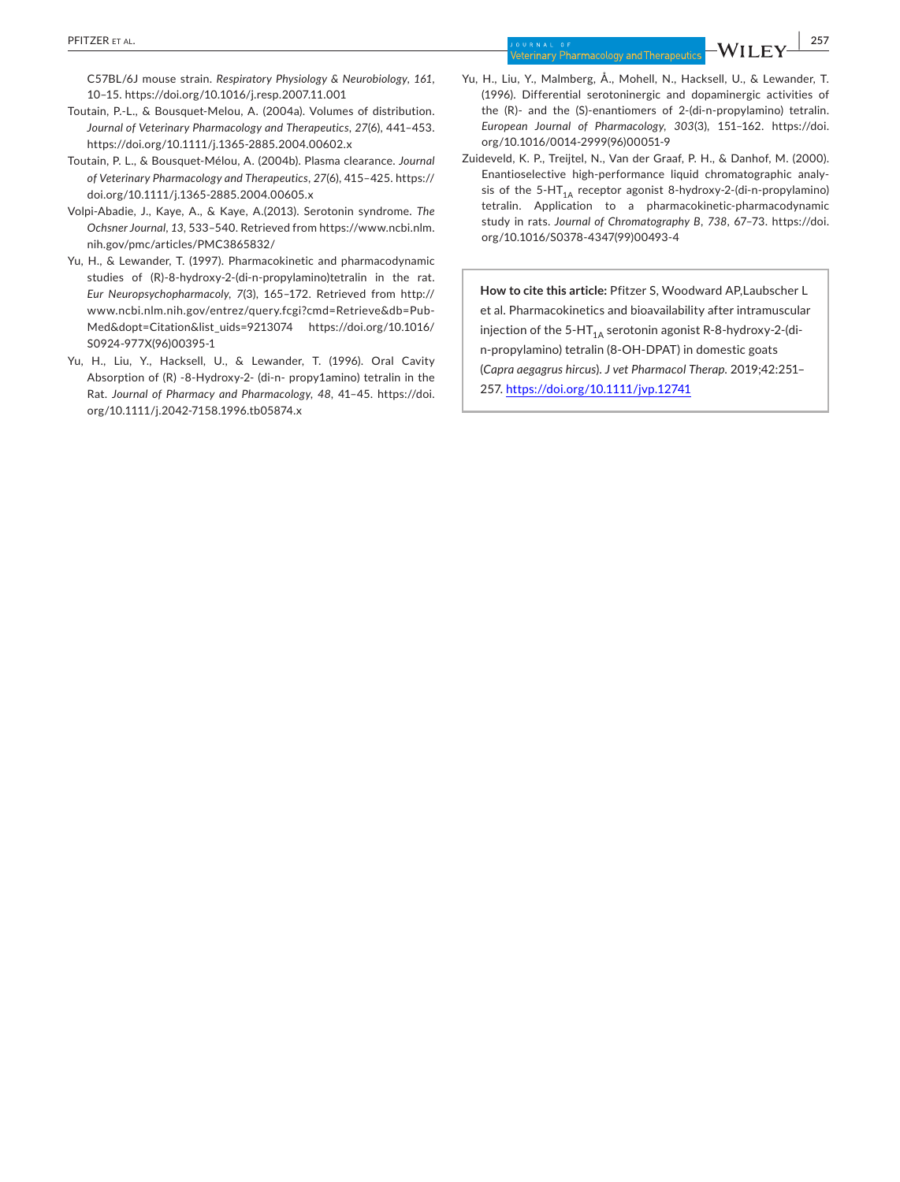C57BL/6J mouse strain. *Respiratory Physiology & Neurobiology*, *161*, 10–15. https://doi.org/10.1016/j.resp.2007.11.001

Toutain, P.-L., & Bousquet-Melou, A. (2004a). Volumes of distribution. *Journal of Veterinary Pharmacology and Therapeutics*, *27*(6), 441–453. https://doi.org/10.1111/j.1365-2885.2004.00602.x

Toutain, P. L., & Bousquet-Mélou, A. (2004b). Plasma clearance. *Journal of Veterinary Pharmacology and Therapeutics*, *27*(6), 415–425. https://doi.org/10.1111/j.1365-2885.2004.00605.x

Volpi-Abadie, J., Kaye, A., & Kaye, A.(2013). Serotonin syndrome. *The Ochsner Journal*, *13*, 533–540. Retrieved from https://www.ncbi.nlm.nih.gov/pmc/articles/PMC3865832/

Yu, H., & Lewander, T. (1997). Pharmacokinetic and pharmacodynamic studies of (R)-8-hydroxy-2-(di-n-propylamino)tetralin in the rat. *Eur Neuropsychopharmacoly*, *7*(3), 165–172. Retrieved from http://www.ncbi.nlm.nih.gov/entrez/query.fcgi?cmd=Retrieve&db=PubMed&dopt=Citation&list_uids=9213074 https://doi.org/10.1016/S0924-977X(96)00395-1

Yu, H., Liu, Y., Hacksell, U., & Lewander, T. (1996). Oral Cavity Absorption of (R) -8-Hydroxy-2- (di-n- propy1amino) tetralin in the Rat. *Journal of Pharmacy and Pharmacology*, *48*, 41–45. https://doi.org/10.1111/j.2042-7158.1996.tb05874.x

Yu, H., Liu, Y., Malmberg, Å., Mohell, N., Hacksell, U., & Lewander, T. (1996). Differential serotoninergic and dopaminergic activities of the (R)- and the (S)-enantiomers of 2-(di-n-propylamino) tetralin. *European Journal of Pharmacology*, *303*(3), 151–162. https://doi.org/10.1016/0014-2999(96)00051-9

Zuideveld, K. P., Treijtel, N., Van der Graaf, P. H., & Danhof, M. (2000). Enantioselective high-performance liquid chromatographic analysis of the 5-$HT_{1A}$ receptor agonist 8-hydroxy-2-(di-n-propylamino) tetralin. Application to a pharmacokinetic-pharmacodynamic study in rats. *Journal of Chromatography B*, *738*, 67–73. https://doi.org/10.1016/S0378-4347(99)00493-4

**How to cite this article:** Pfitzer S, Woodward AP,Laubscher L et al. Pharmacokinetics and bioavailability after intramuscular injection of the 5-$HT_{1A}$ serotonin agonist R-8-hydroxy-2-(di-n-propylamino) tetralin (8-OH-DPAT) in domestic goats (*Capra aegagrus hircus*). *J vet Pharmacol Therap*. 2019;42:251–257. https://doi.org/10.1111/jvp.12741